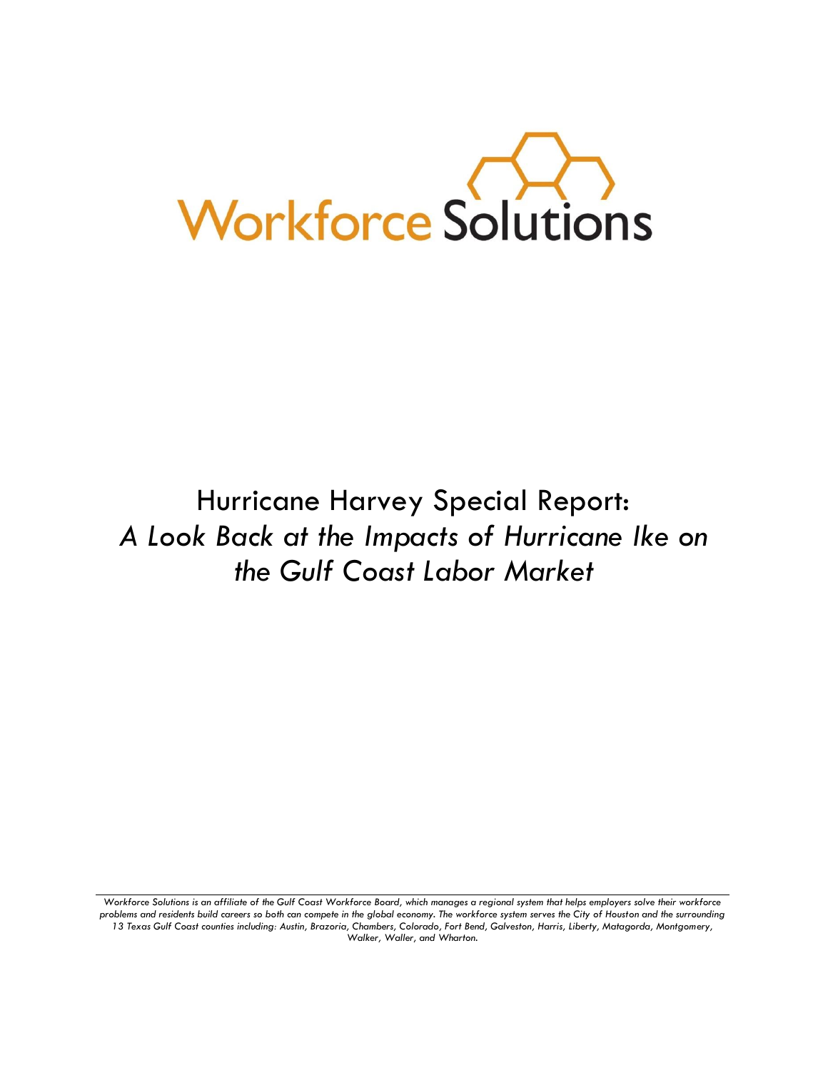Workforce Solutions

# Hurricane Harvey Special Report: *A Look Back at the Impacts of Hurricane Ike on the Gulf Coast Labor Market*

*Workforce Solutions is an affiliate of the Gulf Coast Workforce Board, which manages a regional system that helps employers solve their workforce problems and residents build careers so both can compete in the global economy. The workforce system serves the City of Houston and the surrounding 13 Texas Gulf Coast counties including: Austin, Brazoria, Chambers, Colorado, Fort Bend, Galveston, Harris, Liberty, Matagorda, Montgomery, Walker, Waller, and Wharton.*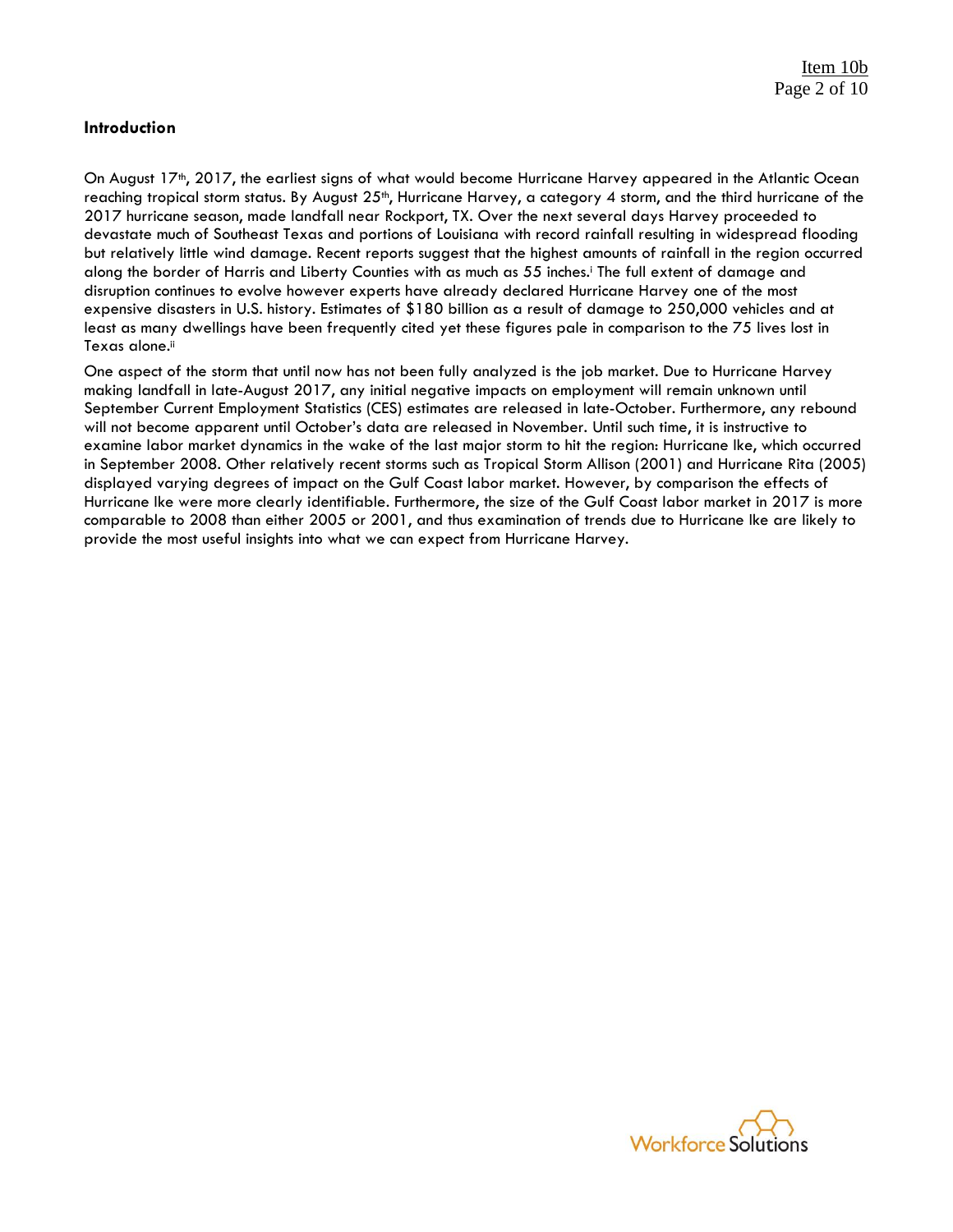### Introduction

On August 17th, 2017, the earliest signs of what would become Hurricane Harvey appeared in the Atlantic Ocean reaching tropical storm status. By August 25th, Hurricane Harvey, a category 4 storm, and the third hurricane of the 2017 hurricane season, made landfall near Rockport, TX. Over the next several days Harvey proceeded to devastate much of Southeast Texas and portions of Louisiana with record rainfall resulting in widespread flooding but relatively little wind damage. Recent reports suggest that the highest amounts of rainfall in the region occurred along the border of Harris and Liberty Counties with as much as 55 inches.[i] The full extent of damage and disruption continues to evolve however experts have already declared Hurricane Harvey one of the most expensive disasters in U.S. history. Estimates of $180 billion as a result of damage to 250,000 vehicles and at least as many dwellings have been frequently cited yet these figures pale in comparison to the 75 lives lost in Texas alone.[ii]

One aspect of the storm that until now has not been fully analyzed is the job market. Due to Hurricane Harvey making landfall in late-August 2017, any initial negative impacts on employment will remain unknown until September Current Employment Statistics (CES) estimates are released in late-October. Furthermore, any rebound will not become apparent until October's data are released in November. Until such time, it is instructive to examine labor market dynamics in the wake of the last major storm to hit the region: Hurricane Ike, which occurred in September 2008. Other relatively recent storms such as Tropical Storm Allison (2001) and Hurricane Rita (2005) displayed varying degrees of impact on the Gulf Coast labor market. However, by comparison the effects of Hurricane Ike were more clearly identifiable. Furthermore, the size of the Gulf Coast labor market in 2017 is more comparable to 2008 than either 2005 or 2001, and thus examination of trends due to Hurricane Ike are likely to provide the most useful insights into what we can expect from Hurricane Harvey.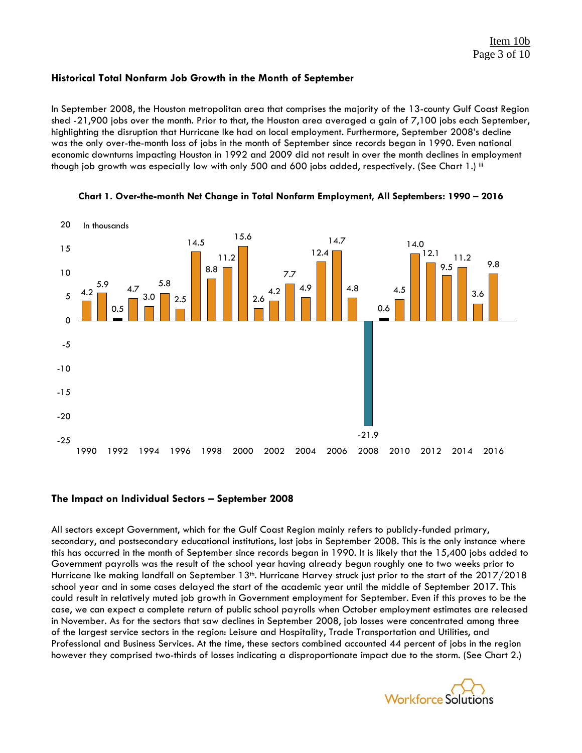### Historical Total Nonfarm Job Growth in the Month of September

In September 2008, the Houston metropolitan area that comprises the majority of the 13-county Gulf Coast Region shed -21,900 jobs over the month. Prior to that, the Houston area averaged a gain of 7,100 jobs each September, highlighting the disruption that Hurricane Ike had on local employment. Furthermore, September 2008's decline was the only over-the-month loss of jobs in the month of September since records began in 1990. Even national economic downturns impacting Houston in 1992 and 2009 did not result in over the month declines in employment though job growth was especially low with only 500 and 600 jobs added, respectively. (See Chart 1.) [iii]

**Chart 1. Over-the-month Net Change in Total Nonfarm Employment, All Septembers: 1990 – 2016**

In thousands

| Year | Net Change |
|---|---|
| 1990 | 4.2 |
| 1991 | 5.9 |
| 1992 | 0.5 |
| 1993 | 4.7 |
| 1994 | 3.0 |
| 1995 | 5.8 |
| 1996 | 2.5 |
| 1997 | 14.5 |
| 1998 | 8.8 |
| 1999 | 11.2 |
| 2000 | 15.6 |
| 2001 | 2.6 |
| 2002 | 4.2 |
| 2003 | 7.7 |
| 2004 | 4.9 |
| 2005 | 12.4 |
| 2006 | 14.7 |
| 2007 | 4.8 |
| 2008 | -21.9 |
| 2009 | 0.6 |
| 2010 | 4.5 |
| 2011 | 14.0 |
| 2012 | 12.1 |
| 2013 | 9.5 |
| 2014 | 11.2 |
| 2015 | 3.6 |
| 2016 | 9.8 |

### The Impact on Individual Sectors – September 2008

All sectors except Government, which for the Gulf Coast Region mainly refers to publicly-funded primary, secondary, and postsecondary educational institutions, lost jobs in September 2008. This is the only instance where this has occurred in the month of September since records began in 1990. It is likely that the 15,400 jobs added to Government payrolls was the result of the school year having already begun roughly one to two weeks prior to Hurricane Ike making landfall on September 13th. Hurricane Harvey struck just prior to the start of the 2017/2018 school year and in some cases delayed the start of the academic year until the middle of September 2017. This could result in relatively muted job growth in Government employment for September. Even if this proves to be the case, we can expect a complete return of public school payrolls when October employment estimates are released in November. As for the sectors that saw declines in September 2008, job losses were concentrated among three of the largest service sectors in the region: Leisure and Hospitality, Trade Transportation and Utilities, and Professional and Business Services. At the time, these sectors combined accounted 44 percent of jobs in the region however they comprised two-thirds of losses indicating a disproportionate impact due to the storm. (See Chart 2.)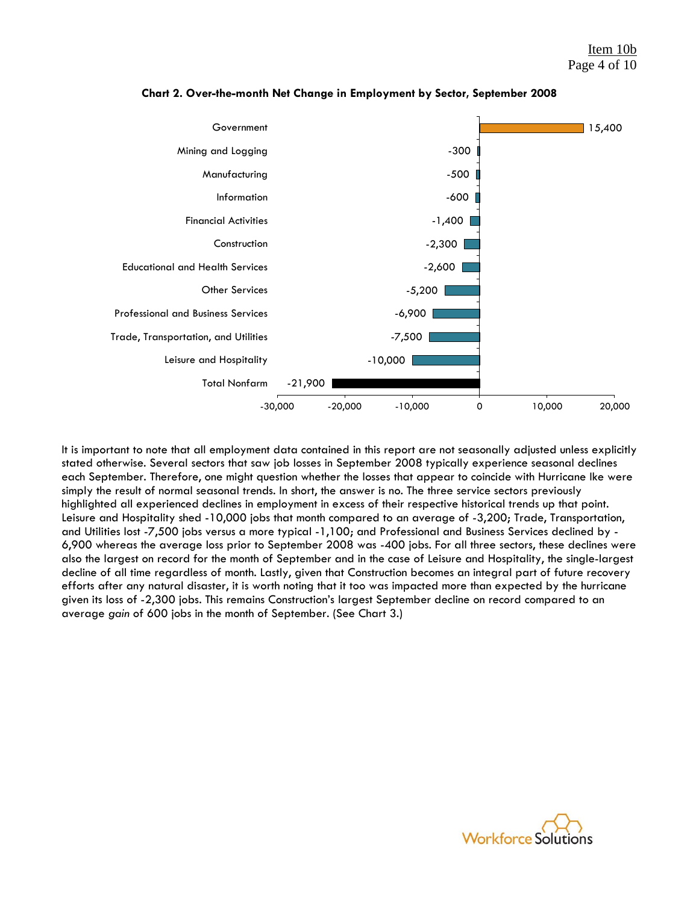**Chart 2. Over-the-month Net Change in Employment by Sector, September 2008**

| Sector | Net Change |
|---|---|
| Government | 15,400 |
| Mining and Logging | -300 |
| Manufacturing | -500 |
| Information | -600 |
| Financial Activities | -1,400 |
| Construction | -2,300 |
| Educational and Health Services | -2,600 |
| Other Services | -5,200 |
| Professional and Business Services | -6,900 |
| Trade, Transportation, and Utilities | -7,500 |
| Leisure and Hospitality | -10,000 |
| Total Nonfarm | -21,900 |

It is important to note that all employment data contained in this report are not seasonally adjusted unless explicitly stated otherwise. Several sectors that saw job losses in September 2008 typically experience seasonal declines each September. Therefore, one might question whether the losses that appear to coincide with Hurricane Ike were simply the result of normal seasonal trends. In short, the answer is no. The three service sectors previously highlighted all experienced declines in employment in excess of their respective historical trends up that point. Leisure and Hospitality shed -10,000 jobs that month compared to an average of -3,200; Trade, Transportation, and Utilities lost -7,500 jobs versus a more typical -1,100; and Professional and Business Services declined by -6,900 whereas the average loss prior to September 2008 was -400 jobs. For all three sectors, these declines were also the largest on record for the month of September and in the case of Leisure and Hospitality, the single-largest decline of all time regardless of month. Lastly, given that Construction becomes an integral part of future recovery efforts after any natural disaster, it is worth noting that it too was impacted more than expected by the hurricane given its loss of -2,300 jobs. This remains Construction's largest September decline on record compared to an average *gain* of 600 jobs in the month of September. (See Chart 3.)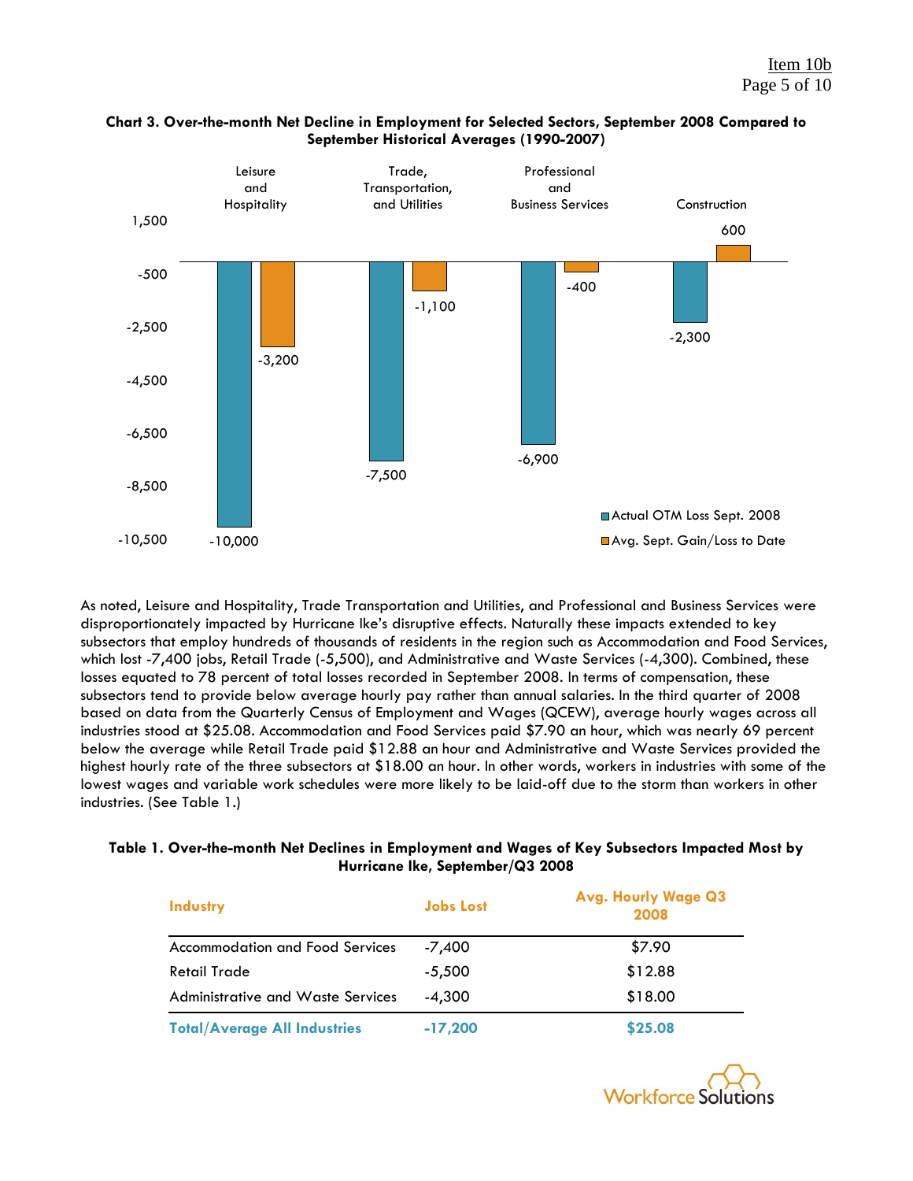**Chart 3. Over-the-month Net Decline in Employment for Selected Sectors, September 2008 Compared to September Historical Averages (1990-2007)**

| Sector | Actual OTM Loss Sept. 2008 | Avg. Sept. Gain/Loss to Date |
|---|---|---|
| Leisure and Hospitality | -10,000 | -3,200 |
| Trade, Transportation, and Utilities | -7,500 | -1,100 |
| Professional and Business Services | -6,900 | -400 |
| Construction | -2,300 | 600 |

As noted, Leisure and Hospitality, Trade Transportation and Utilities, and Professional and Business Services were disproportionately impacted by Hurricane Ike's disruptive effects. Naturally these impacts extended to key subsectors that employ hundreds of thousands of residents in the region such as Accommodation and Food Services, which lost -7,400 jobs, Retail Trade (-5,500), and Administrative and Waste Services (-4,300). Combined, these losses equated to 78 percent of total losses recorded in September 2008. In terms of compensation, these subsectors tend to provide below average hourly pay rather than annual salaries. In the third quarter of 2008 based on data from the Quarterly Census of Employment and Wages (QCEW), average hourly wages across all industries stood at $25.08. Accommodation and Food Services paid $7.90 an hour, which was nearly 69 percent below the average while Retail Trade paid $12.88 an hour and Administrative and Waste Services provided the highest hourly rate of the three subsectors at $18.00 an hour. In other words, workers in industries with some of the lowest wages and variable work schedules were more likely to be laid-off due to the storm than workers in other industries. (See Table 1.)

**Table 1. Over-the-month Net Declines in Employment and Wages of Key Subsectors Impacted Most by Hurricane Ike, September/Q3 2008**

| Industry | Jobs Lost | Avg. Hourly Wage Q3 2008 |
|---|---|---|
| Accommodation and Food Services | -7,400 | $7.90 |
| Retail Trade | -5,500 | $12.88 |
| Administrative and Waste Services | -4,300 | $18.00 |
| **Total/Average All Industries** | **-17,200** | **$25.08** |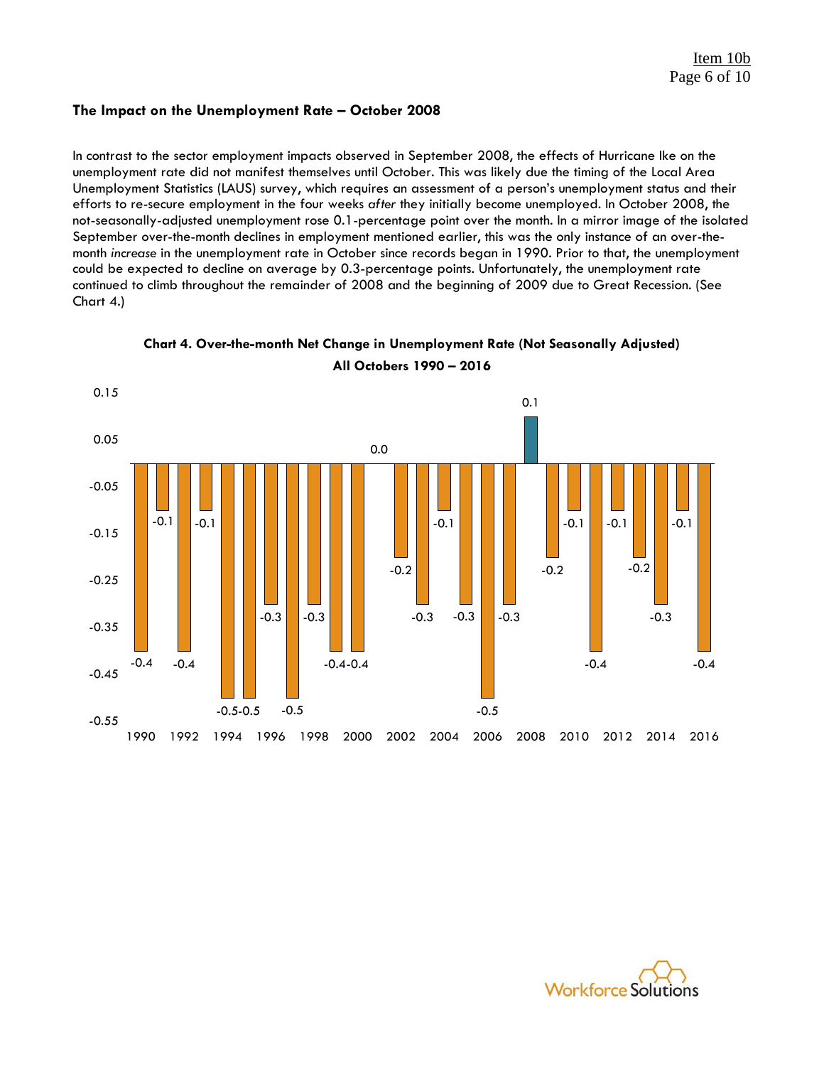### The Impact on the Unemployment Rate – October 2008

In contrast to the sector employment impacts observed in September 2008, the effects of Hurricane Ike on the unemployment rate did not manifest themselves until October. This was likely due the timing of the Local Area Unemployment Statistics (LAUS) survey, which requires an assessment of a person's unemployment status and their efforts to re-secure employment in the four weeks *after* they initially become unemployed. In October 2008, the not-seasonally-adjusted unemployment rose 0.1-percentage point over the month. In a mirror image of the isolated September over-the-month declines in employment mentioned earlier, this was the only instance of an over-the-month *increase* in the unemployment rate in October since records began in 1990. Prior to that, the unemployment could be expected to decline on average by 0.3-percentage points. Unfortunately, the unemployment rate continued to climb throughout the remainder of 2008 and the beginning of 2009 due to Great Recession. (See Chart 4.)

**Chart 4. Over-the-month Net Change in Unemployment Rate (Not Seasonally Adjusted)**
**All Octobers 1990 – 2016**

| Year | Change |
|---|---|
| 1990 | -0.4 |
| 1991 | -0.1 |
| 1992 | -0.4 |
| 1993 | -0.1 |
| 1994 | -0.5 |
| 1995 | -0.5 |
| 1996 | -0.3 |
| 1997 | -0.5 |
| 1998 | -0.3 |
| 1999 | -0.4 |
| 2000 | -0.4 |
| 2001 | 0.0 |
| 2002 | -0.2 |
| 2003 | -0.3 |
| 2004 | -0.1 |
| 2005 | -0.3 |
| 2006 | -0.5 |
| 2007 | -0.3 |
| 2008 | 0.1 |
| 2009 | -0.2 |
| 2010 | -0.1 |
| 2011 | -0.4 |
| 2012 | -0.1 |
| 2013 | -0.2 |
| 2014 | -0.3 |
| 2015 | -0.1 |
| 2016 | -0.4 |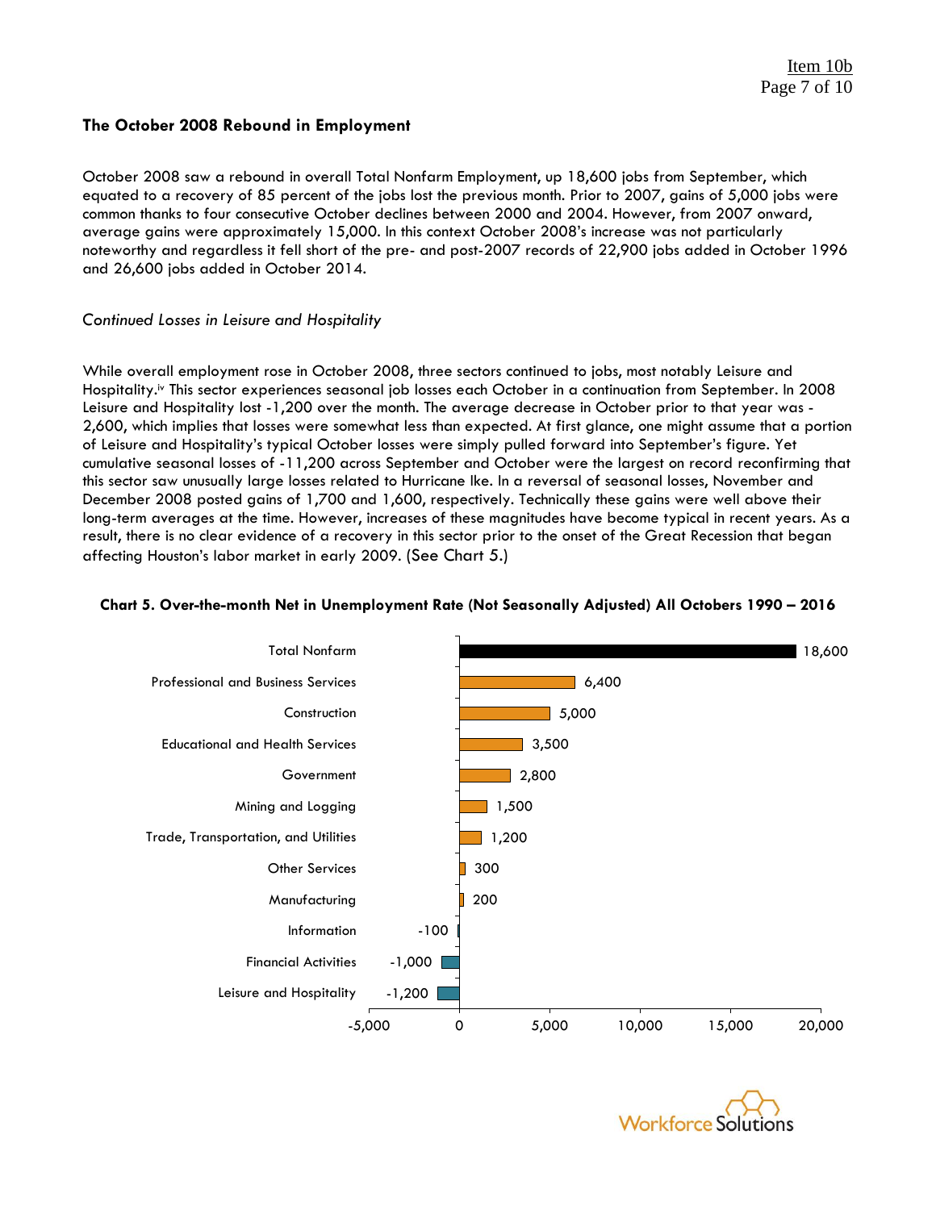### The October 2008 Rebound in Employment

October 2008 saw a rebound in overall Total Nonfarm Employment, up 18,600 jobs from September, which equated to a recovery of 85 percent of the jobs lost the previous month. Prior to 2007, gains of 5,000 jobs were common thanks to four consecutive October declines between 2000 and 2004. However, from 2007 onward, average gains were approximately 15,000. In this context October 2008's increase was not particularly noteworthy and regardless it fell short of the pre- and post-2007 records of 22,900 jobs added in October 1996 and 26,600 jobs added in October 2014.

*Continued Losses in Leisure and Hospitality*

While overall employment rose in October 2008, three sectors continued to jobs, most notably Leisure and Hospitality.[iv] This sector experiences seasonal job losses each October in a continuation from September. In 2008 Leisure and Hospitality lost -1,200 over the month. The average decrease in October prior to that year was -2,600, which implies that losses were somewhat less than expected. At first glance, one might assume that a portion of Leisure and Hospitality's typical October losses were simply pulled forward into September's figure. Yet cumulative seasonal losses of -11,200 across September and October were the largest on record reconfirming that this sector saw unusually large losses related to Hurricane Ike. In a reversal of seasonal losses, November and December 2008 posted gains of 1,700 and 1,600, respectively. Technically these gains were well above their long-term averages at the time. However, increases of these magnitudes have become typical in recent years. As a result, there is no clear evidence of a recovery in this sector prior to the onset of the Great Recession that began affecting Houston's labor market in early 2009. (See Chart 5.)

**Chart 5. Over-the-month Net in Unemployment Rate (Not Seasonally Adjusted) All Octobers 1990 – 2016**

| Sector | Change |
|---|---|
| Total Nonfarm | 18,600 |
| Professional and Business Services | 6,400 |
| Construction | 5,000 |
| Educational and Health Services | 3,500 |
| Government | 2,800 |
| Mining and Logging | 1,500 |
| Trade, Transportation, and Utilities | 1,200 |
| Other Services | 300 |
| Manufacturing | 200 |
| Information | -100 |
| Financial Activities | -1,000 |
| Leisure and Hospitality | -1,200 |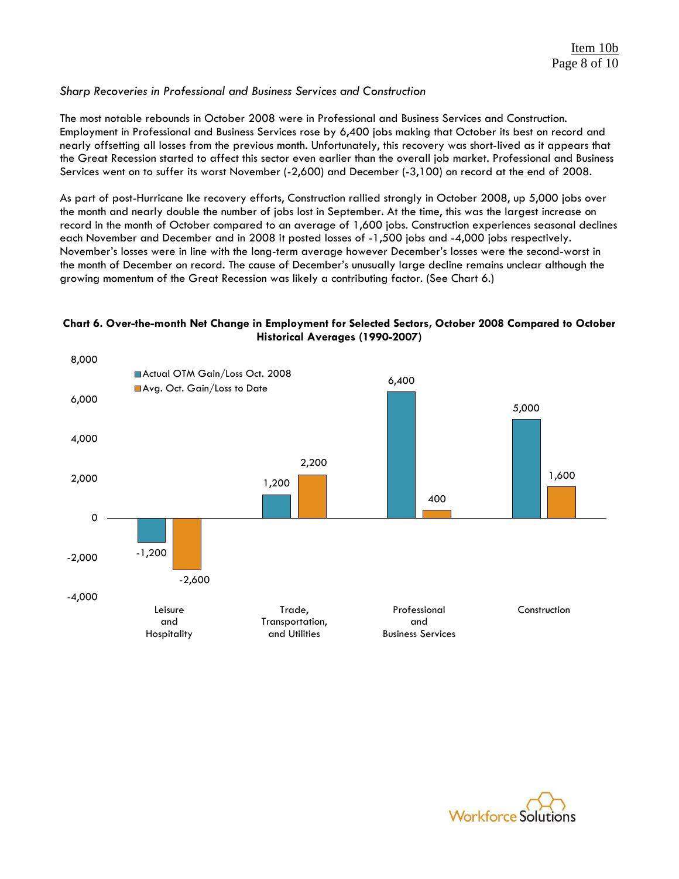*Sharp Recoveries in Professional and Business Services and Construction*

The most notable rebounds in October 2008 were in Professional and Business Services and Construction. Employment in Professional and Business Services rose by 6,400 jobs making that October its best on record and nearly offsetting all losses from the previous month. Unfortunately, this recovery was short-lived as it appears that the Great Recession started to affect this sector even earlier than the overall job market. Professional and Business Services went on to suffer its worst November (-2,600) and December (-3,100) on record at the end of 2008.

As part of post-Hurricane Ike recovery efforts, Construction rallied strongly in October 2008, up 5,000 jobs over the month and nearly double the number of jobs lost in September. At the time, this was the largest increase on record in the month of October compared to an average of 1,600 jobs. Construction experiences seasonal declines each November and December and in 2008 it posted losses of -1,500 jobs and -4,000 jobs respectively. November's losses were in line with the long-term average however December's losses were the second-worst in the month of December on record. The cause of December's unusually large decline remains unclear although the growing momentum of the Great Recession was likely a contributing factor. (See Chart 6.)

**Chart 6. Over-the-month Net Change in Employment for Selected Sectors, October 2008 Compared to October Historical Averages (1990-2007)**

| Sector | Actual OTM Gain/Loss Oct. 2008 | Avg. Oct. Gain/Loss to Date |
| --- | --- | --- |
| Leisure and Hospitality | -1,200 | -2,600 |
| Trade, Transportation, and Utilities | 1,200 | 2,200 |
| Professional and Business Services | 6,400 | 400 |
| Construction | 5,000 | 1,600 |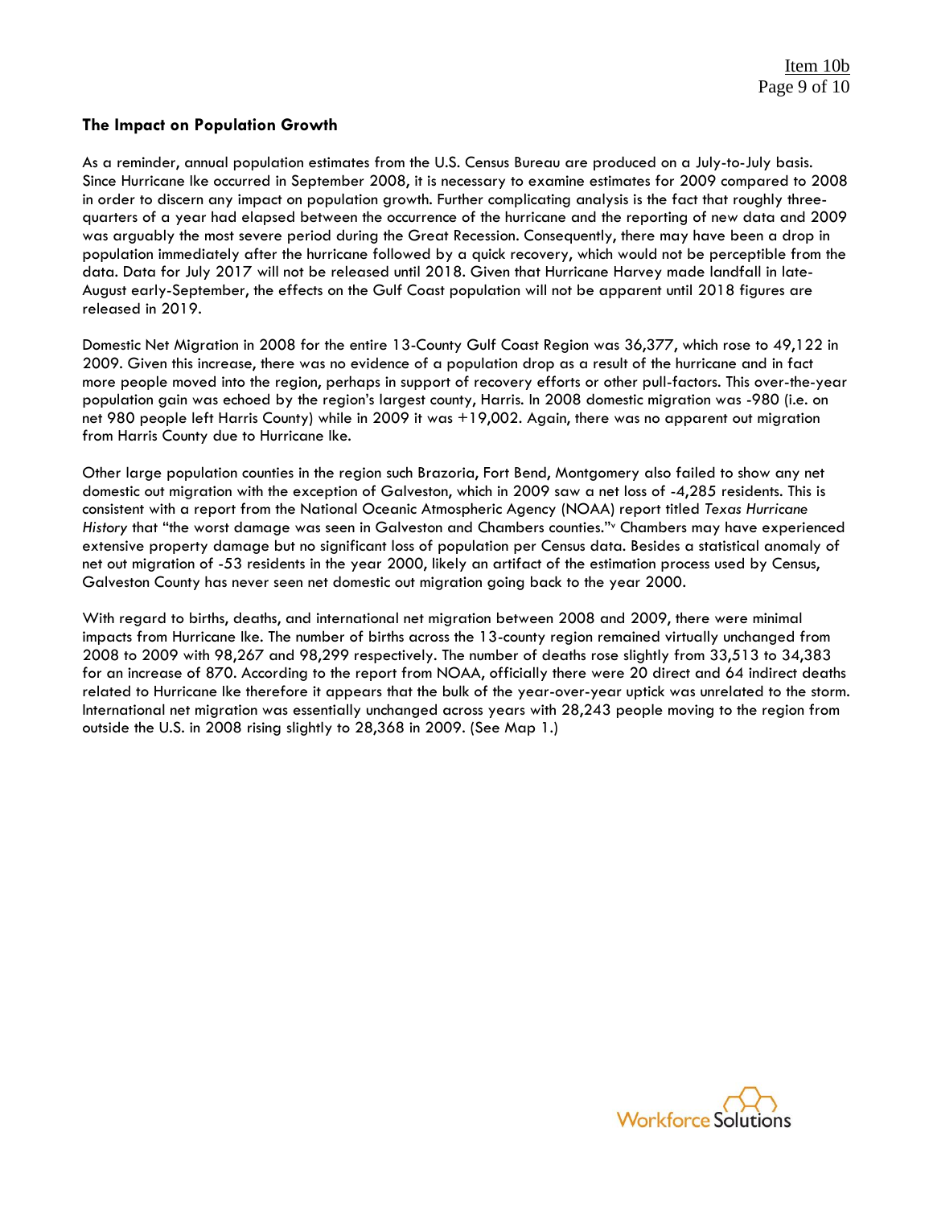### The Impact on Population Growth

As a reminder, annual population estimates from the U.S. Census Bureau are produced on a July-to-July basis. Since Hurricane Ike occurred in September 2008, it is necessary to examine estimates for 2009 compared to 2008 in order to discern any impact on population growth. Further complicating analysis is the fact that roughly three-quarters of a year had elapsed between the occurrence of the hurricane and the reporting of new data and 2009 was arguably the most severe period during the Great Recession. Consequently, there may have been a drop in population immediately after the hurricane followed by a quick recovery, which would not be perceptible from the data. Data for July 2017 will not be released until 2018. Given that Hurricane Harvey made landfall in late-August early-September, the effects on the Gulf Coast population will not be apparent until 2018 figures are released in 2019.

Domestic Net Migration in 2008 for the entire 13-County Gulf Coast Region was 36,377, which rose to 49,122 in 2009. Given this increase, there was no evidence of a population drop as a result of the hurricane and in fact more people moved into the region, perhaps in support of recovery efforts or other pull-factors. This over-the-year population gain was echoed by the region's largest county, Harris. In 2008 domestic migration was -980 (i.e. on net 980 people left Harris County) while in 2009 it was +19,002. Again, there was no apparent out migration from Harris County due to Hurricane Ike.

Other large population counties in the region such Brazoria, Fort Bend, Montgomery also failed to show any net domestic out migration with the exception of Galveston, which in 2009 saw a net loss of -4,285 residents. This is consistent with a report from the National Oceanic Atmospheric Agency (NOAA) report titled *Texas Hurricane History* that "the worst damage was seen in Galveston and Chambers counties."[v] Chambers may have experienced extensive property damage but no significant loss of population per Census data. Besides a statistical anomaly of net out migration of -53 residents in the year 2000, likely an artifact of the estimation process used by Census, Galveston County has never seen net domestic out migration going back to the year 2000.

With regard to births, deaths, and international net migration between 2008 and 2009, there were minimal impacts from Hurricane Ike. The number of births across the 13-county region remained virtually unchanged from 2008 to 2009 with 98,267 and 98,299 respectively. The number of deaths rose slightly from 33,513 to 34,383 for an increase of 870. According to the report from NOAA, officially there were 20 direct and 64 indirect deaths related to Hurricane Ike therefore it appears that the bulk of the year-over-year uptick was unrelated to the storm. International net migration was essentially unchanged across years with 28,243 people moving to the region from outside the U.S. in 2008 rising slightly to 28,368 in 2009. (See Map 1.)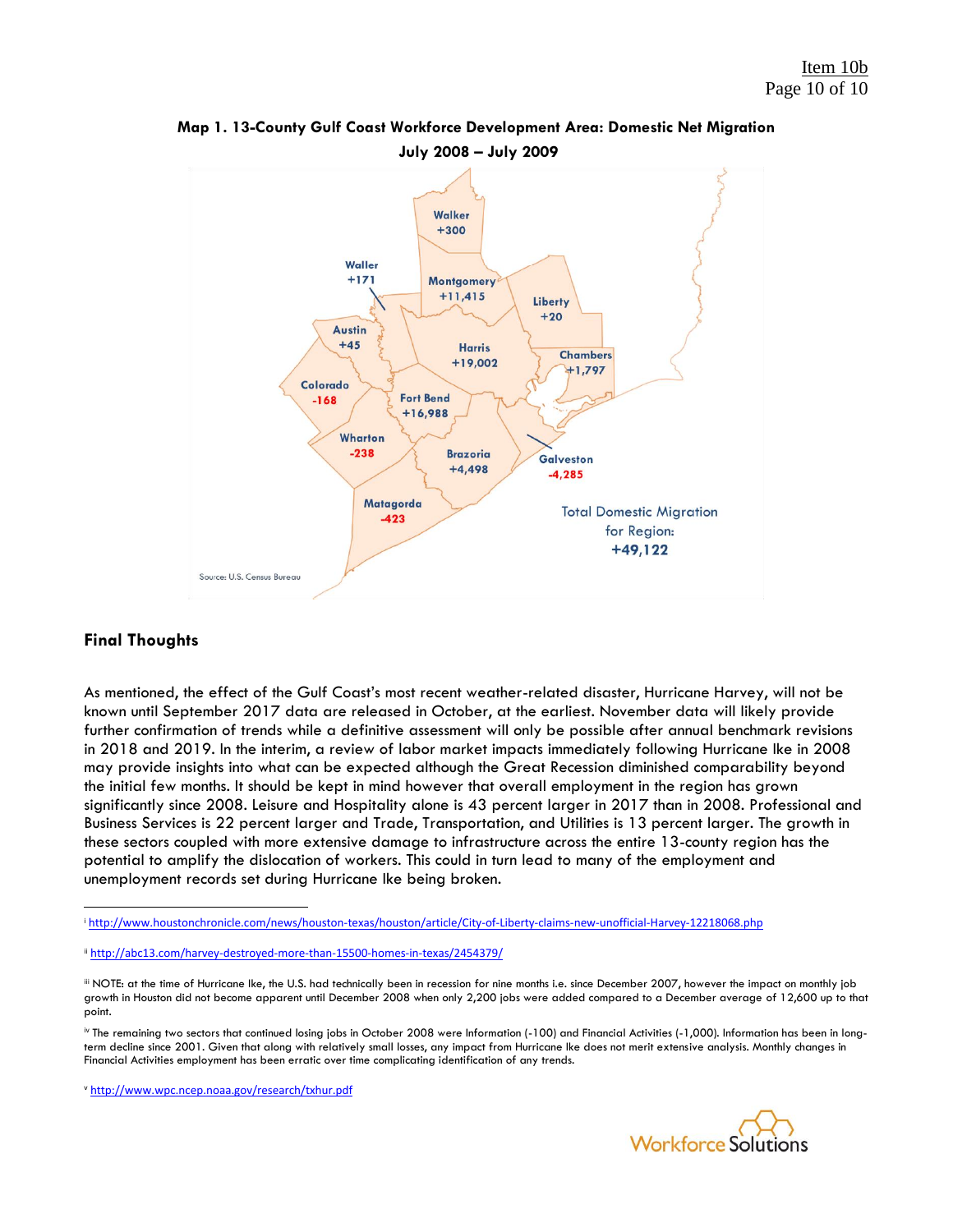**Map 1. 13-County Gulf Coast Workforce Development Area: Domestic Net Migration**
**July 2008 – July 2009**

Walker +300
Waller +171
Montgomery +11,415
Liberty +20
Austin +45
Harris +19,002
Chambers +1,797
Colorado -168
Fort Bend +16,988
Wharton -238
Brazoria +4,498
Galveston -4,285
Matagorda -423

Total Domestic Migration for Region: +49,122

Source: U.S. Census Bureau

## Final Thoughts

As mentioned, the effect of the Gulf Coast's most recent weather-related disaster, Hurricane Harvey, will not be known until September 2017 data are released in October, at the earliest. November data will likely provide further confirmation of trends while a definitive assessment will only be possible after annual benchmark revisions in 2018 and 2019. In the interim, a review of labor market impacts immediately following Hurricane Ike in 2008 may provide insights into what can be expected although the Great Recession diminished comparability beyond the initial few months. It should be kept in mind however that overall employment in the region has grown significantly since 2008. Leisure and Hospitality alone is 43 percent larger in 2017 than in 2008. Professional and Business Services is 22 percent larger and Trade, Transportation, and Utilities is 13 percent larger. The growth in these sectors coupled with more extensive damage to infrastructure across the entire 13-county region has the potential to amplify the dislocation of workers. This could in turn lead to many of the employment and unemployment records set during Hurricane Ike being broken.

---

[i] http://www.houstonchronicle.com/news/houston-texas/houston/article/City-of-Liberty-claims-new-unofficial-Harvey-12218068.php

[ii] http://abc13.com/harvey-destroyed-more-than-15500-homes-in-texas/2454379/

[iii] NOTE: at the time of Hurricane Ike, the U.S. had technically been in recession for nine months i.e. since December 2007, however the impact on monthly job growth in Houston did not become apparent until December 2008 when only 2,200 jobs were added compared to a December average of 12,600 up to that point.

[iv] The remaining two sectors that continued losing jobs in October 2008 were Information (-100) and Financial Activities (-1,000). Information has been in long-term decline since 2001. Given that along with relatively small losses, any impact from Hurricane Ike does not merit extensive analysis. Monthly changes in Financial Activities employment has been erratic over time complicating identification of any trends.

[v] http://www.wpc.ncep.noaa.gov/research/txhur.pdf